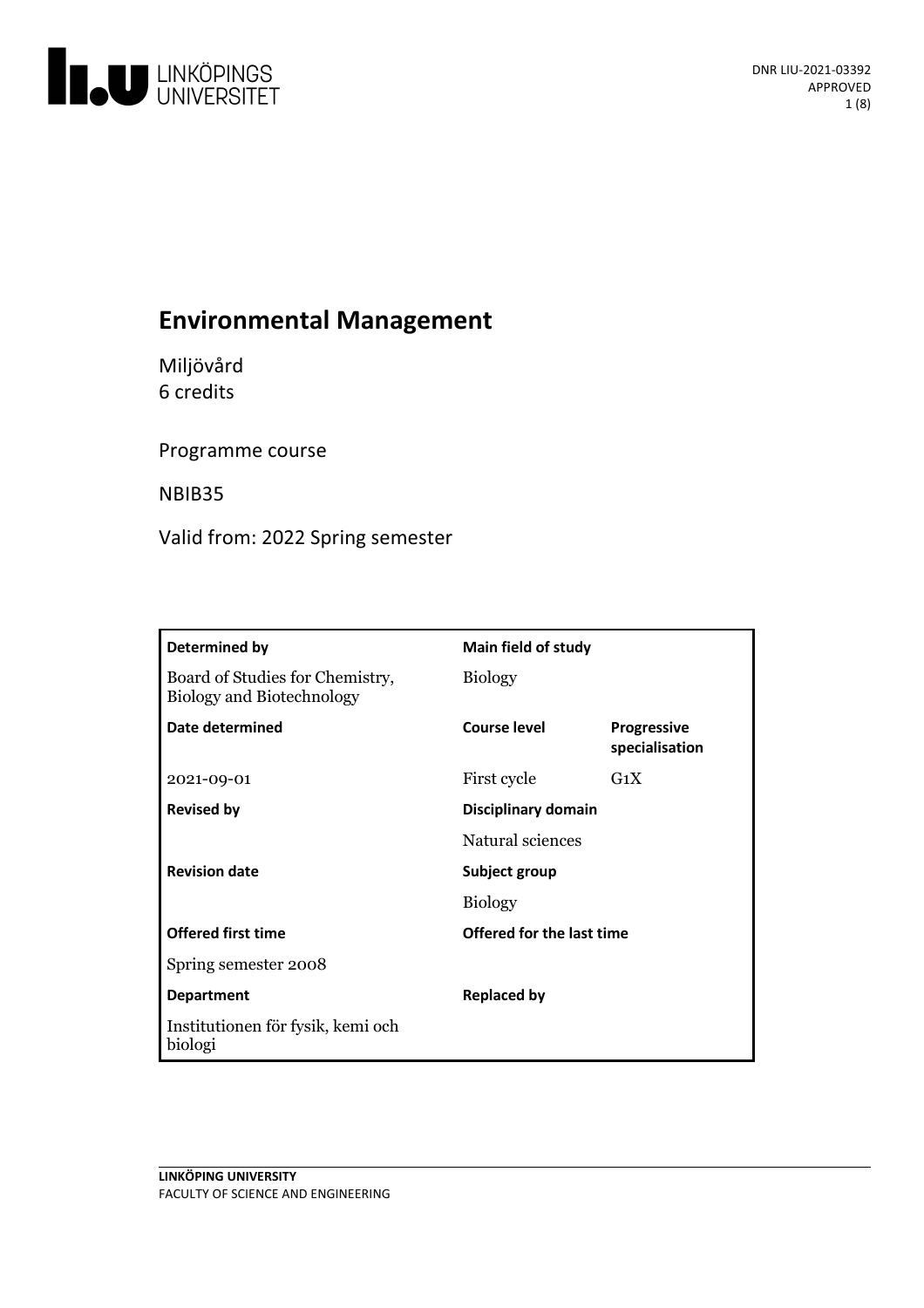DNR LIU-2021-03392
APPROVED

# Environmental Management

Miljövård
6 credits

Programme course

NBIB35

Valid from: 2022 Spring semester

| Determined by | Main field of study | |
|---|---|---|
| Board of Studies for Chemistry, Biology and Biotechnology | Biology | |
| **Date determined** | **Course level** | **Progressive specialisation** |
| 2021-09-01 | First cycle | G1X |
| **Revised by** | **Disciplinary domain** | |
| | Natural sciences | |
| **Revision date** | **Subject group** | |
| | Biology | |
| **Offered first time** | **Offered for the last time** | |
| Spring semester 2008 | | |
| **Department** | **Replaced by** | |
| Institutionen för fysik, kemi och biologi | | |

LINKÖPING UNIVERSITY
FACULTY OF SCIENCE AND ENGINEERING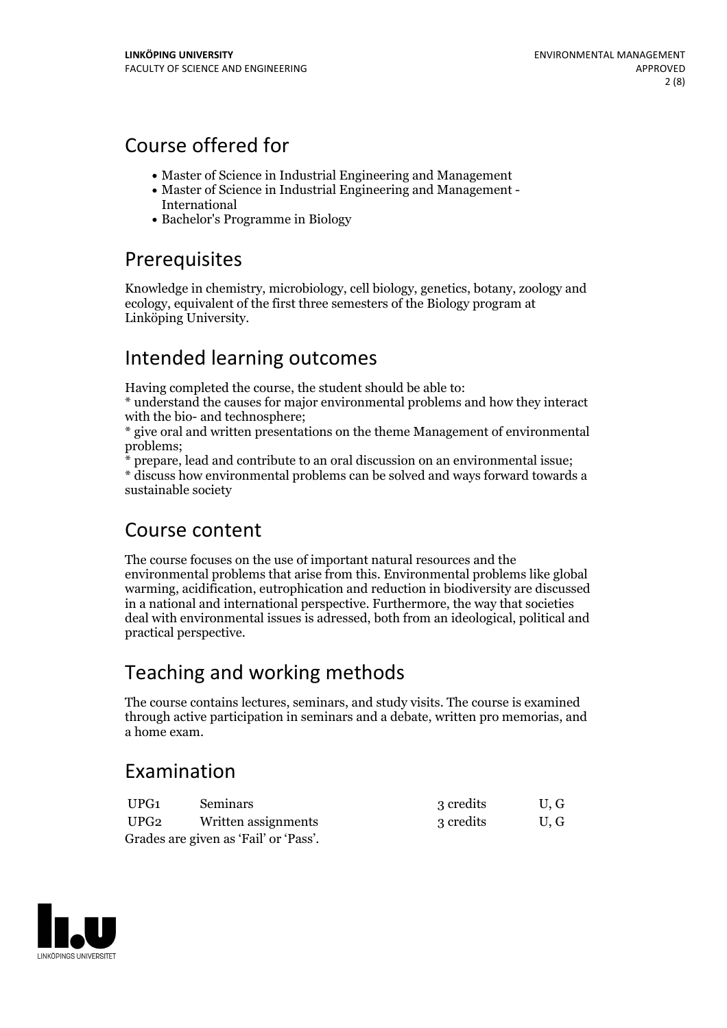## Course offered for

- Master of Science in Industrial Engineering and Management
- Master of Science in Industrial Engineering and Management - International
- Bachelor's Programme in Biology

## Prerequisites

Knowledge in chemistry, microbiology, cell biology, genetics, botany, zoology and ecology, equivalent of the first three semesters of the Biology program at Linköping University.

## Intended learning outcomes

Having completed the course, the student should be able to:
* understand the causes for major environmental problems and how they interact with the bio- and technosphere;
* give oral and written presentations on the theme Management of environmental problems;
* prepare, lead and contribute to an oral discussion on an environmental issue;
* discuss how environmental problems can be solved and ways forward towards a sustainable society

## Course content

The course focuses on the use of important natural resources and the environmental problems that arise from this. Environmental problems like global warming, acidification, eutrophication and reduction in biodiversity are discussed in a national and international perspective. Furthermore, the way that societies deal with environmental issues is adressed, both from an ideological, political and practical perspective.

## Teaching and working methods

The course contains lectures, seminars, and study visits. The course is examined through active participation in seminars and a debate, written pro memorias, and a home exam.

## Examination

| | | | |
|---|---|---|---|
| UPG1 | Seminars | 3 credits | U, G |
| UPG2 | Written assignments | 3 credits | U, G |

Grades are given as 'Fail' or 'Pass'.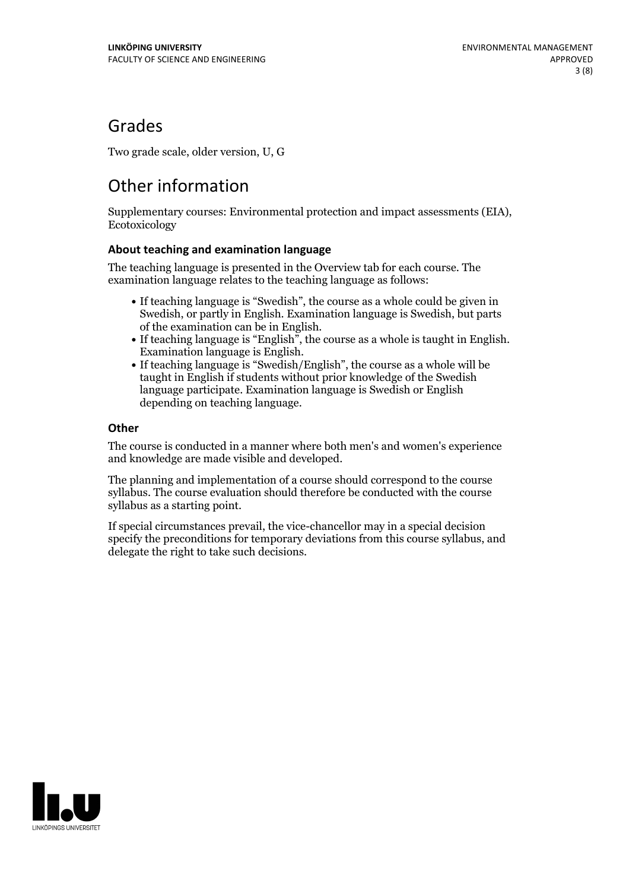## Grades

Two grade scale, older version, U, G

## Other information

Supplementary courses: Environmental protection and impact assessments (EIA), Ecotoxicology

### About teaching and examination language

The teaching language is presented in the Overview tab for each course. The examination language relates to the teaching language as follows:

- If teaching language is "Swedish", the course as a whole could be given in Swedish, or partly in English. Examination language is Swedish, but parts of the examination can be in English.
- If teaching language is "English", the course as a whole is taught in English. Examination language is English.
- If teaching language is "Swedish/English", the course as a whole will be taught in English if students without prior knowledge of the Swedish language participate. Examination language is Swedish or English depending on teaching language.

### Other

The course is conducted in a manner where both men's and women's experience and knowledge are made visible and developed.

The planning and implementation of a course should correspond to the course syllabus. The course evaluation should therefore be conducted with the course syllabus as a starting point.

If special circumstances prevail, the vice-chancellor may in a special decision specify the preconditions for temporary deviations from this course syllabus, and delegate the right to take such decisions.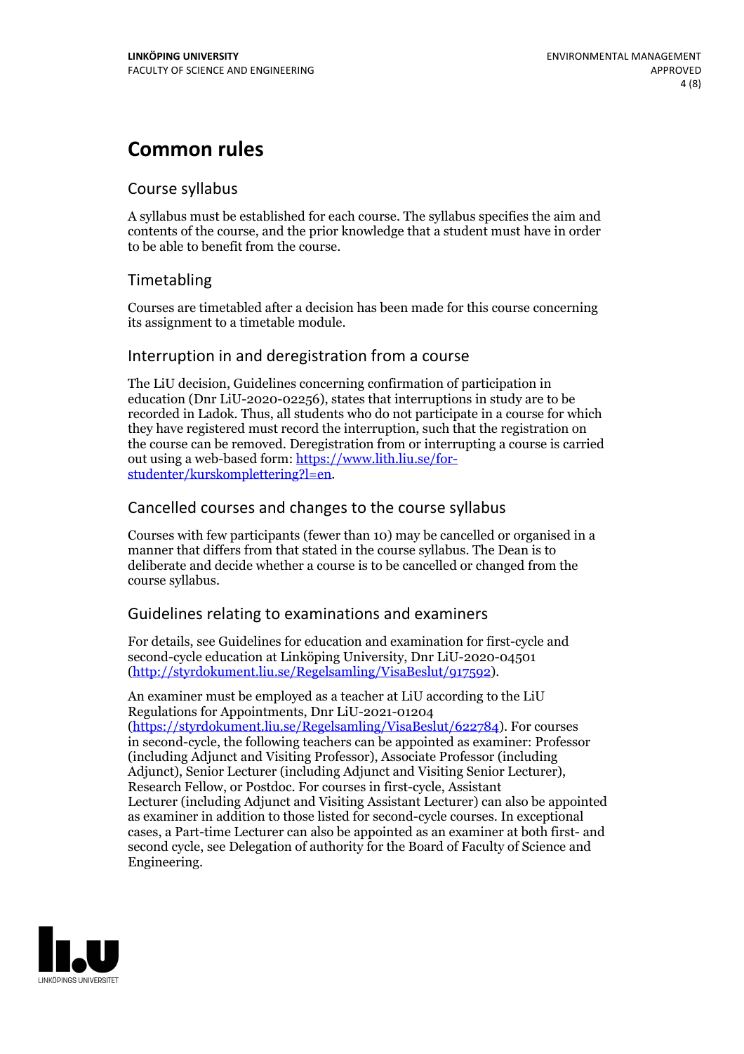# Common rules

## Course syllabus

A syllabus must be established for each course. The syllabus specifies the aim and contents of the course, and the prior knowledge that a student must have in order to be able to benefit from the course.

## Timetabling

Courses are timetabled after a decision has been made for this course concerning its assignment to a timetable module.

## Interruption in and deregistration from a course

The LiU decision, Guidelines concerning confirmation of participation in education (Dnr LiU-2020-02256), states that interruptions in study are to be recorded in Ladok. Thus, all students who do not participate in a course for which they have registered must record the interruption, such that the registration on the course can be removed. Deregistration from or interrupting a course is carried out using a web-based form: https://www.lith.liu.se/for-studenter/kurskomplettering?l=en.

## Cancelled courses and changes to the course syllabus

Courses with few participants (fewer than 10) may be cancelled or organised in a manner that differs from that stated in the course syllabus. The Dean is to deliberate and decide whether a course is to be cancelled or changed from the course syllabus.

## Guidelines relating to examinations and examiners

For details, see Guidelines for education and examination for first-cycle and second-cycle education at Linköping University, Dnr LiU-2020-04501 (http://styrdokument.liu.se/Regelsamling/VisaBeslut/917592).

An examiner must be employed as a teacher at LiU according to the LiU Regulations for Appointments, Dnr LiU-2021-01204 (https://styrdokument.liu.se/Regelsamling/VisaBeslut/622784). For courses in second-cycle, the following teachers can be appointed as examiner: Professor (including Adjunct and Visiting Professor), Associate Professor (including Adjunct), Senior Lecturer (including Adjunct and Visiting Senior Lecturer), Research Fellow, or Postdoc. For courses in first-cycle, Assistant Lecturer (including Adjunct and Visiting Assistant Lecturer) can also be appointed as examiner in addition to those listed for second-cycle courses. In exceptional cases, a Part-time Lecturer can also be appointed as an examiner at both first- and second cycle, see Delegation of authority for the Board of Faculty of Science and Engineering.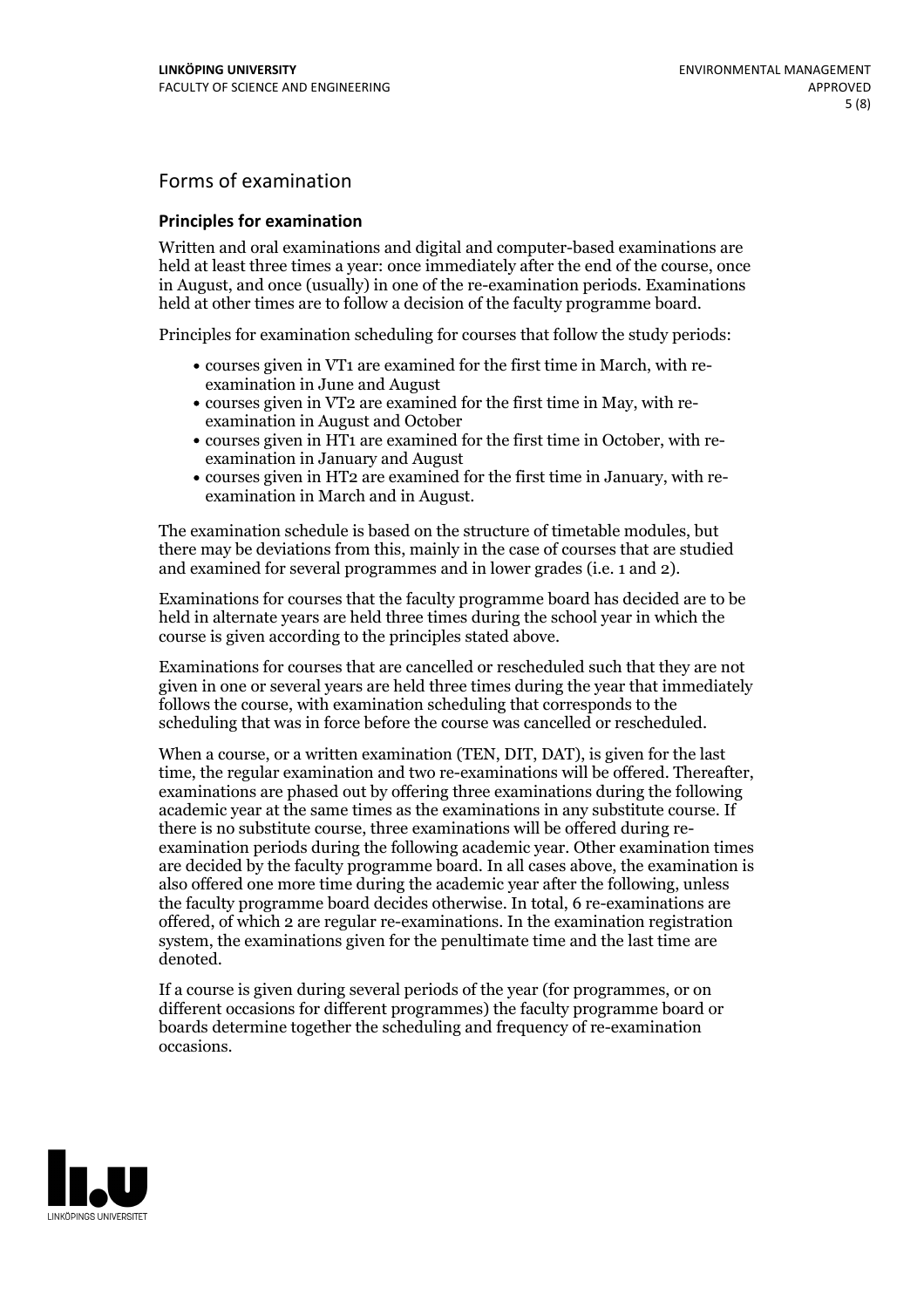## Forms of examination

### Principles for examination

Written and oral examinations and digital and computer-based examinations are held at least three times a year: once immediately after the end of the course, once in August, and once (usually) in one of the re-examination periods. Examinations held at other times are to follow a decision of the faculty programme board.

Principles for examination scheduling for courses that follow the study periods:

- courses given in VT1 are examined for the first time in March, with re-examination in June and August
- courses given in VT2 are examined for the first time in May, with re-examination in August and October
- courses given in HT1 are examined for the first time in October, with re-examination in January and August
- courses given in HT2 are examined for the first time in January, with re-examination in March and in August.

The examination schedule is based on the structure of timetable modules, but there may be deviations from this, mainly in the case of courses that are studied and examined for several programmes and in lower grades (i.e. 1 and 2).

Examinations for courses that the faculty programme board has decided are to be held in alternate years are held three times during the school year in which the course is given according to the principles stated above.

Examinations for courses that are cancelled or rescheduled such that they are not given in one or several years are held three times during the year that immediately follows the course, with examination scheduling that corresponds to the scheduling that was in force before the course was cancelled or rescheduled.

When a course, or a written examination (TEN, DIT, DAT), is given for the last time, the regular examination and two re-examinations will be offered. Thereafter, examinations are phased out by offering three examinations during the following academic year at the same times as the examinations in any substitute course. If there is no substitute course, three examinations will be offered during re-examination periods during the following academic year. Other examination times are decided by the faculty programme board. In all cases above, the examination is also offered one more time during the academic year after the following, unless the faculty programme board decides otherwise. In total, 6 re-examinations are offered, of which 2 are regular re-examinations. In the examination registration system, the examinations given for the penultimate time and the last time are denoted.

If a course is given during several periods of the year (for programmes, or on different occasions for different programmes) the faculty programme board or boards determine together the scheduling and frequency of re-examination occasions.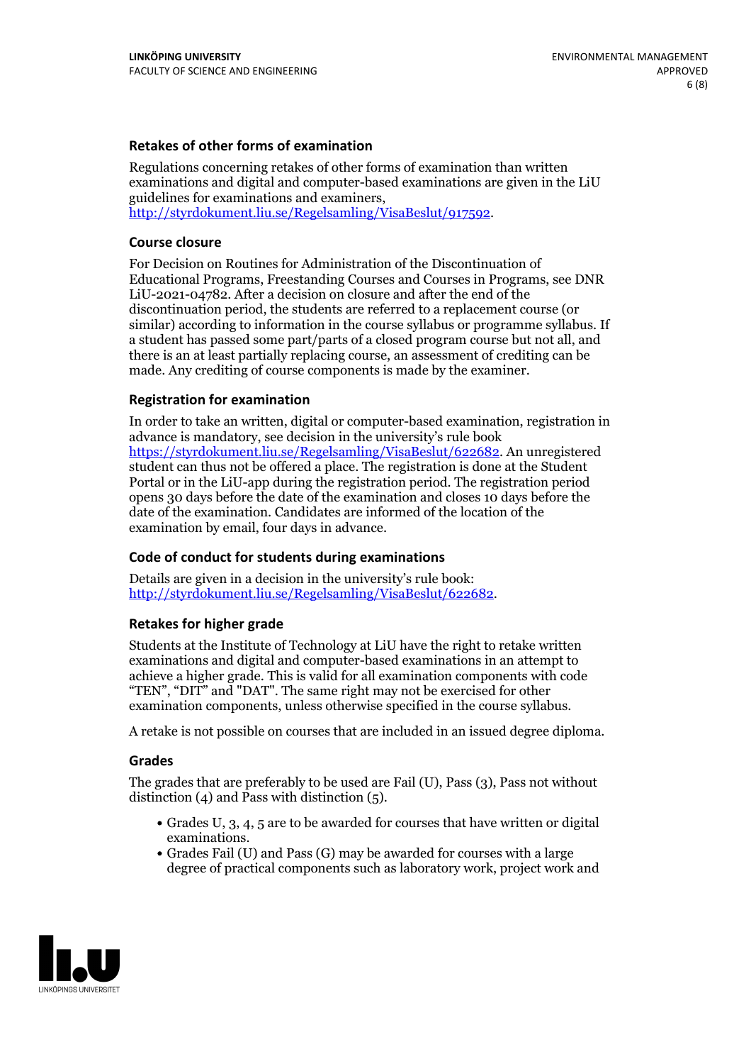### Retakes of other forms of examination

Regulations concerning retakes of other forms of examination than written examinations and digital and computer-based examinations are given in the LiU guidelines for examinations and examiners, http://styrdokument.liu.se/Regelsamling/VisaBeslut/917592.

### Course closure

For Decision on Routines for Administration of the Discontinuation of Educational Programs, Freestanding Courses and Courses in Programs, see DNR LiU-2021-04782. After a decision on closure and after the end of the discontinuation period, the students are referred to a replacement course (or similar) according to information in the course syllabus or programme syllabus. If a student has passed some part/parts of a closed program course but not all, and there is an at least partially replacing course, an assessment of crediting can be made. Any crediting of course components is made by the examiner.

### Registration for examination

In order to take an written, digital or computer-based examination, registration in advance is mandatory, see decision in the university's rule book https://styrdokument.liu.se/Regelsamling/VisaBeslut/622682. An unregistered student can thus not be offered a place. The registration is done at the Student Portal or in the LiU-app during the registration period. The registration period opens 30 days before the date of the examination and closes 10 days before the date of the examination. Candidates are informed of the location of the examination by email, four days in advance.

### Code of conduct for students during examinations

Details are given in a decision in the university's rule book: http://styrdokument.liu.se/Regelsamling/VisaBeslut/622682.

### Retakes for higher grade

Students at the Institute of Technology at LiU have the right to retake written examinations and digital and computer-based examinations in an attempt to achieve a higher grade. This is valid for all examination components with code "TEN", "DIT" and "DAT". The same right may not be exercised for other examination components, unless otherwise specified in the course syllabus.

A retake is not possible on courses that are included in an issued degree diploma.

### Grades

The grades that are preferably to be used are Fail (U), Pass (3), Pass not without distinction (4) and Pass with distinction (5).

- Grades U, 3, 4, 5 are to be awarded for courses that have written or digital examinations.
- Grades Fail (U) and Pass (G) may be awarded for courses with a large degree of practical components such as laboratory work, project work and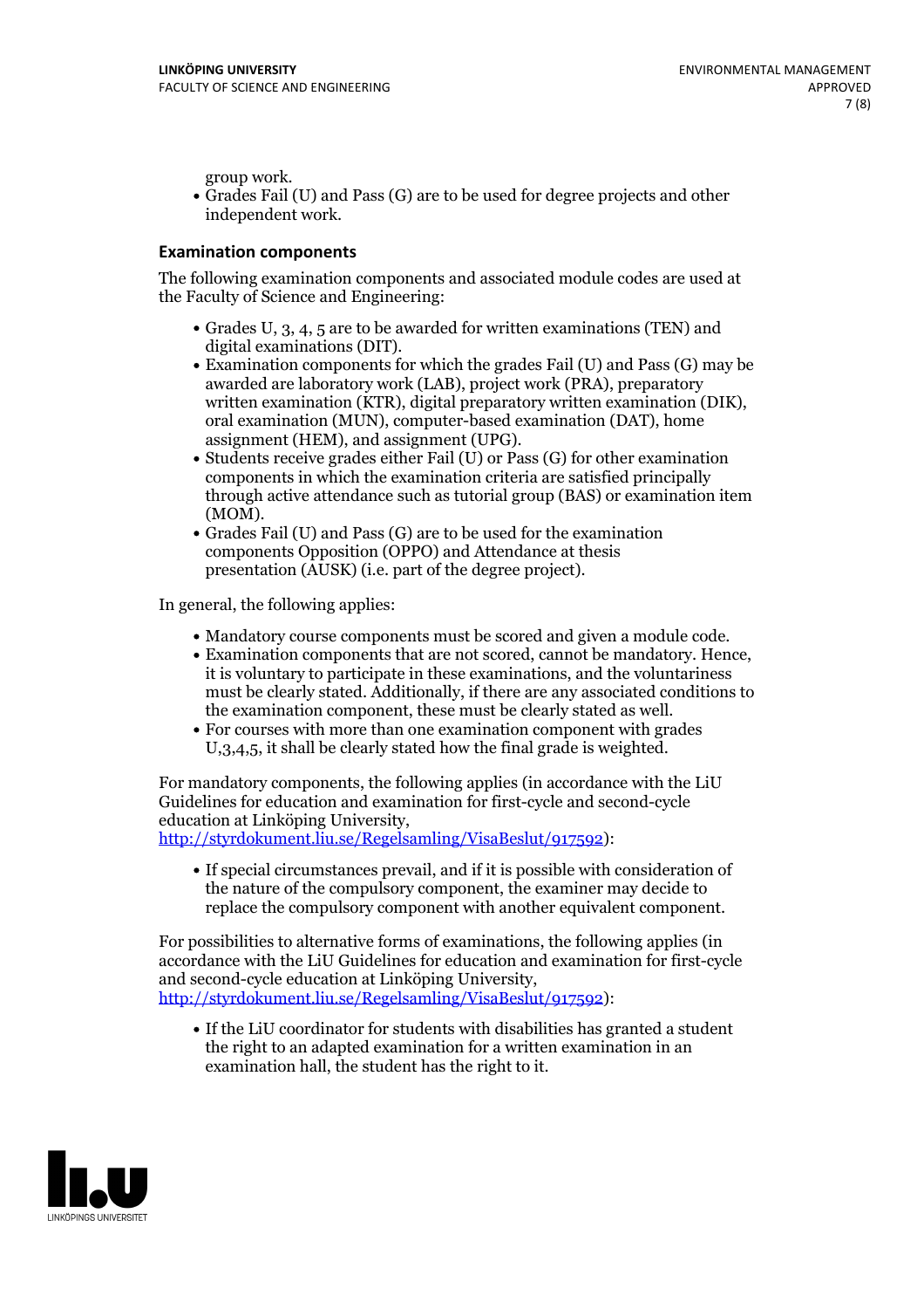group work.

- Grades Fail (U) and Pass (G) are to be used for degree projects and other independent work.

### Examination components

The following examination components and associated module codes are used at the Faculty of Science and Engineering:

- Grades U, 3, 4, 5 are to be awarded for written examinations (TEN) and digital examinations (DIT).
- Examination components for which the grades Fail (U) and Pass (G) may be awarded are laboratory work (LAB), project work (PRA), preparatory written examination (KTR), digital preparatory written examination (DIK), oral examination (MUN), computer-based examination (DAT), home assignment (HEM), and assignment (UPG).
- Students receive grades either Fail (U) or Pass (G) for other examination components in which the examination criteria are satisfied principally through active attendance such as tutorial group (BAS) or examination item (MOM).
- Grades Fail (U) and Pass (G) are to be used for the examination components Opposition (OPPO) and Attendance at thesis presentation (AUSK) (i.e. part of the degree project).

In general, the following applies:

- Mandatory course components must be scored and given a module code.
- Examination components that are not scored, cannot be mandatory. Hence, it is voluntary to participate in these examinations, and the voluntariness must be clearly stated. Additionally, if there are any associated conditions to the examination component, these must be clearly stated as well.
- For courses with more than one examination component with grades U,3,4,5, it shall be clearly stated how the final grade is weighted.

For mandatory components, the following applies (in accordance with the LiU Guidelines for education and examination for first-cycle and second-cycle education at Linköping University, http://styrdokument.liu.se/Regelsamling/VisaBeslut/917592):

- If special circumstances prevail, and if it is possible with consideration of the nature of the compulsory component, the examiner may decide to replace the compulsory component with another equivalent component.

For possibilities to alternative forms of examinations, the following applies (in accordance with the LiU Guidelines for education and examination for first-cycle and second-cycle education at Linköping University, http://styrdokument.liu.se/Regelsamling/VisaBeslut/917592):

- If the LiU coordinator for students with disabilities has granted a student the right to an adapted examination for a written examination in an examination hall, the student has the right to it.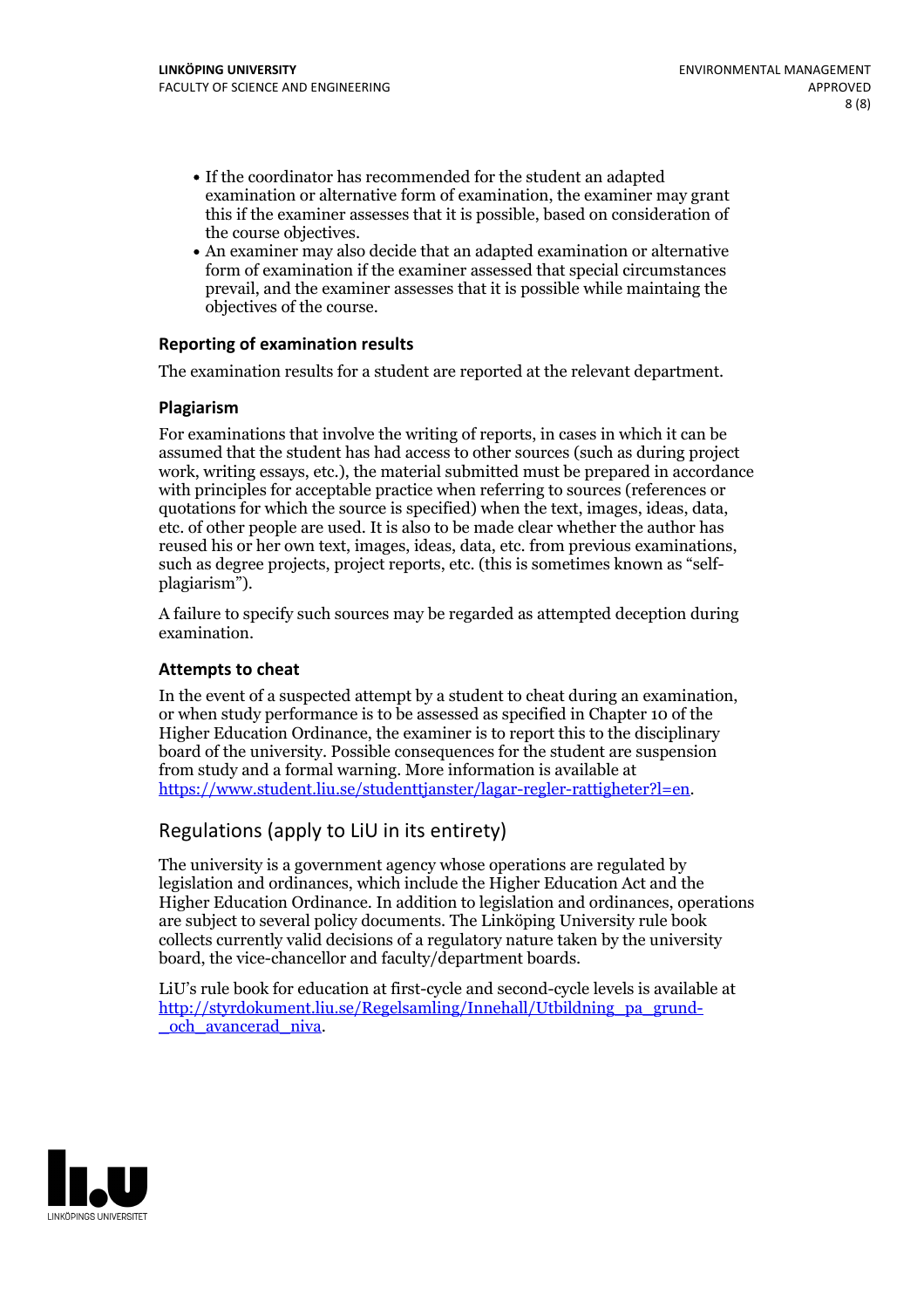- If the coordinator has recommended for the student an adapted examination or alternative form of examination, the examiner may grant this if the examiner assesses that it is possible, based on consideration of the course objectives.
- An examiner may also decide that an adapted examination or alternative form of examination if the examiner assessed that special circumstances prevail, and the examiner assesses that it is possible while maintaing the objectives of the course.

### Reporting of examination results

The examination results for a student are reported at the relevant department.

### Plagiarism

For examinations that involve the writing of reports, in cases in which it can be assumed that the student has had access to other sources (such as during project work, writing essays, etc.), the material submitted must be prepared in accordance with principles for acceptable practice when referring to sources (references or quotations for which the source is specified) when the text, images, ideas, data, etc. of other people are used. It is also to be made clear whether the author has reused his or her own text, images, ideas, data, etc. from previous examinations, such as degree projects, project reports, etc. (this is sometimes known as "self-plagiarism").

A failure to specify such sources may be regarded as attempted deception during examination.

### Attempts to cheat

In the event of a suspected attempt by a student to cheat during an examination, or when study performance is to be assessed as specified in Chapter 10 of the Higher Education Ordinance, the examiner is to report this to the disciplinary board of the university. Possible consequences for the student are suspension from study and a formal warning. More information is available at https://www.student.liu.se/studenttjanster/lagar-regler-rattigheter?l=en.

## Regulations (apply to LiU in its entirety)

The university is a government agency whose operations are regulated by legislation and ordinances, which include the Higher Education Act and the Higher Education Ordinance. In addition to legislation and ordinances, operations are subject to several policy documents. The Linköping University rule book collects currently valid decisions of a regulatory nature taken by the university board, the vice-chancellor and faculty/department boards.

LiU's rule book for education at first-cycle and second-cycle levels is available at http://styrdokument.liu.se/Regelsamling/Innehall/Utbildning_pa_grund-_och_avancerad_niva.